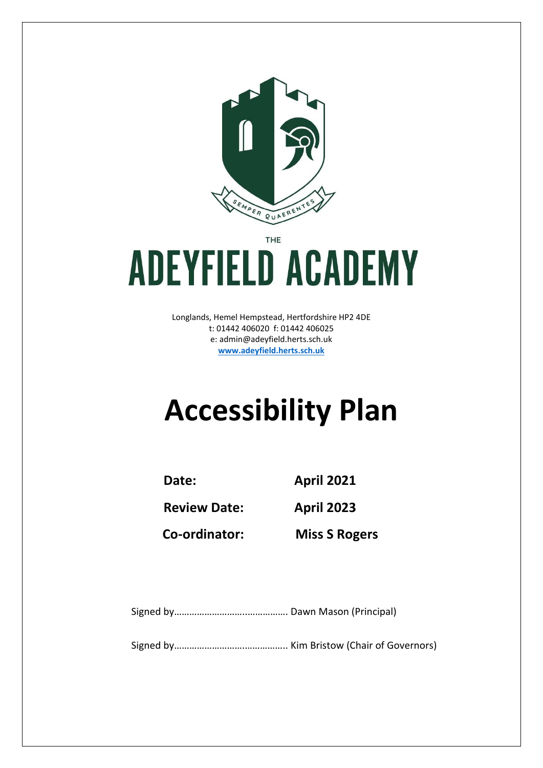SEMPER QUAERENTES

THE

# ADEYFIELD ACADEMY

Longlands, Hemel Hempstead, Hertfordshire HP2 4DE
t: 01442 406020 f: 01442 406025
e: admin@adeyfield.herts.sch.uk
www.adeyfield.herts.sch.uk

# Accessibility Plan

**Date:** **April 2021**

**Review Date:** **April 2023**

**Co-ordinator:** **Miss S Rogers**

Signed by……………………….…………… Dawn Mason (Principal)

Signed by…………………………………….. Kim Bristow (Chair of Governors)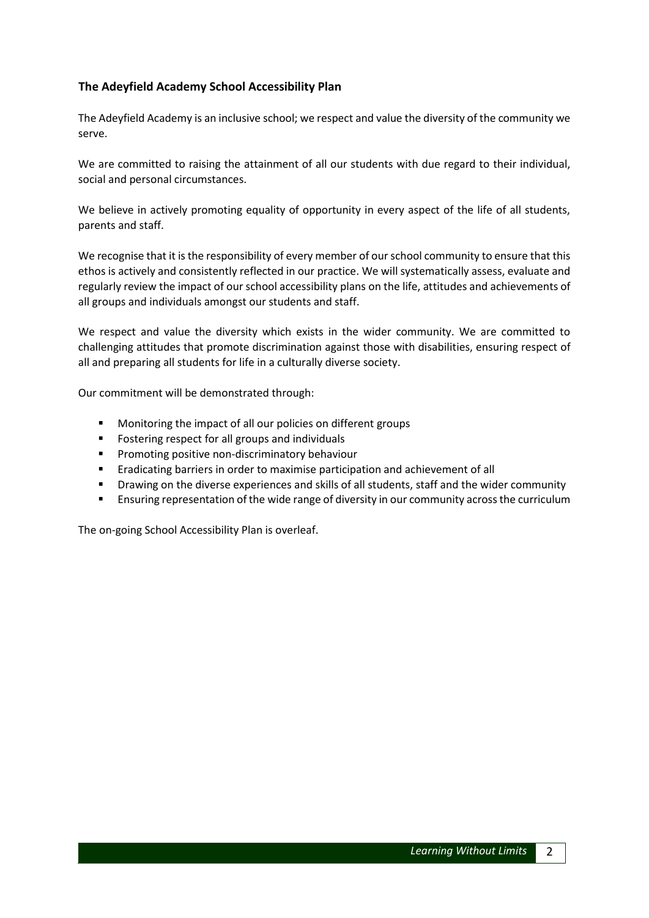## The Adeyfield Academy School Accessibility Plan

The Adeyfield Academy is an inclusive school; we respect and value the diversity of the community we serve.

We are committed to raising the attainment of all our students with due regard to their individual, social and personal circumstances.

We believe in actively promoting equality of opportunity in every aspect of the life of all students, parents and staff.

We recognise that it is the responsibility of every member of our school community to ensure that this ethos is actively and consistently reflected in our practice. We will systematically assess, evaluate and regularly review the impact of our school accessibility plans on the life, attitudes and achievements of all groups and individuals amongst our students and staff.

We respect and value the diversity which exists in the wider community. We are committed to challenging attitudes that promote discrimination against those with disabilities, ensuring respect of all and preparing all students for life in a culturally diverse society.

Our commitment will be demonstrated through:

- Monitoring the impact of all our policies on different groups
- Fostering respect for all groups and individuals
- Promoting positive non-discriminatory behaviour
- Eradicating barriers in order to maximise participation and achievement of all
- Drawing on the diverse experiences and skills of all students, staff and the wider community
- Ensuring representation of the wide range of diversity in our community across the curriculum

The on-going School Accessibility Plan is overleaf.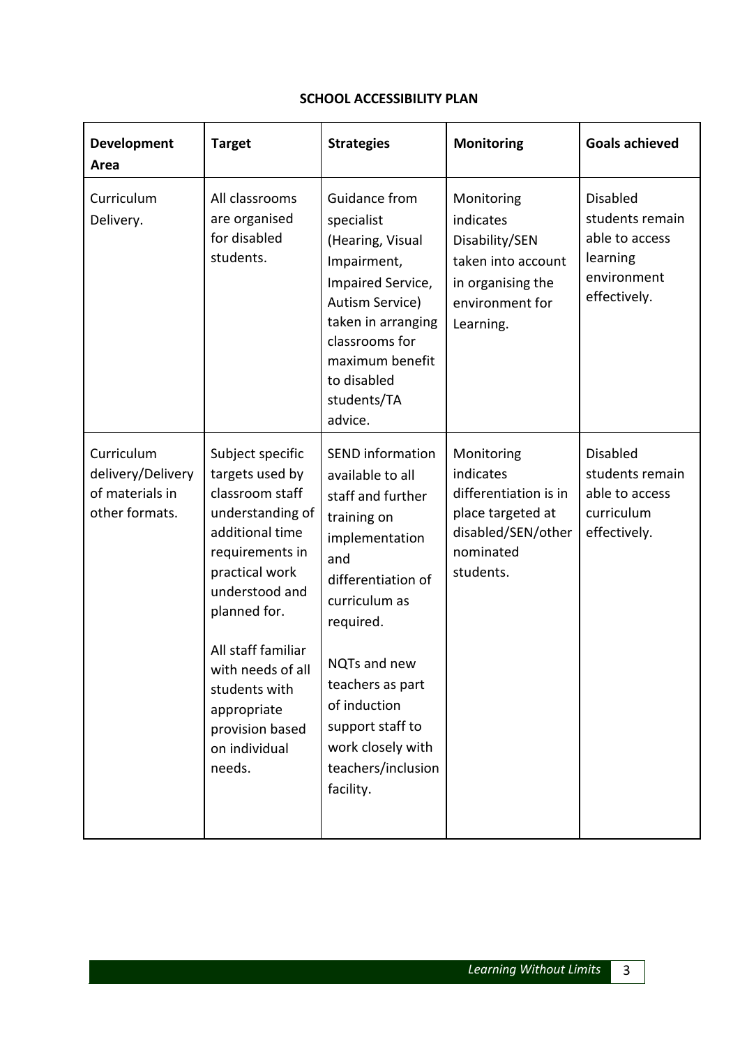**SCHOOL ACCESSIBILITY PLAN**

| **Development Area** | **Target** | **Strategies** | **Monitoring** | **Goals achieved** |
|---|---|---|---|---|
| Curriculum Delivery. | All classrooms are organised for disabled students. | Guidance from specialist (Hearing, Visual Impairment, Impaired Service, Autism Service) taken in arranging classrooms for maximum benefit to disabled students/TA advice. | Monitoring indicates Disability/SEN taken into account in organising the environment for Learning. | Disabled students remain able to access learning environment effectively. |
| Curriculum delivery/Delivery of materials in other formats. | Subject specific targets used by classroom staff understanding of additional time requirements in practical work understood and planned for.<br><br>All staff familiar with needs of all students with appropriate provision based on individual needs. | SEND information available to all staff and further training on implementation and differentiation of curriculum as required.<br><br>NQTs and new teachers as part of induction support staff to work closely with teachers/inclusion facility. | Monitoring indicates differentiation is in place targeted at disabled/SEN/other nominated students. | Disabled students remain able to access curriculum effectively. |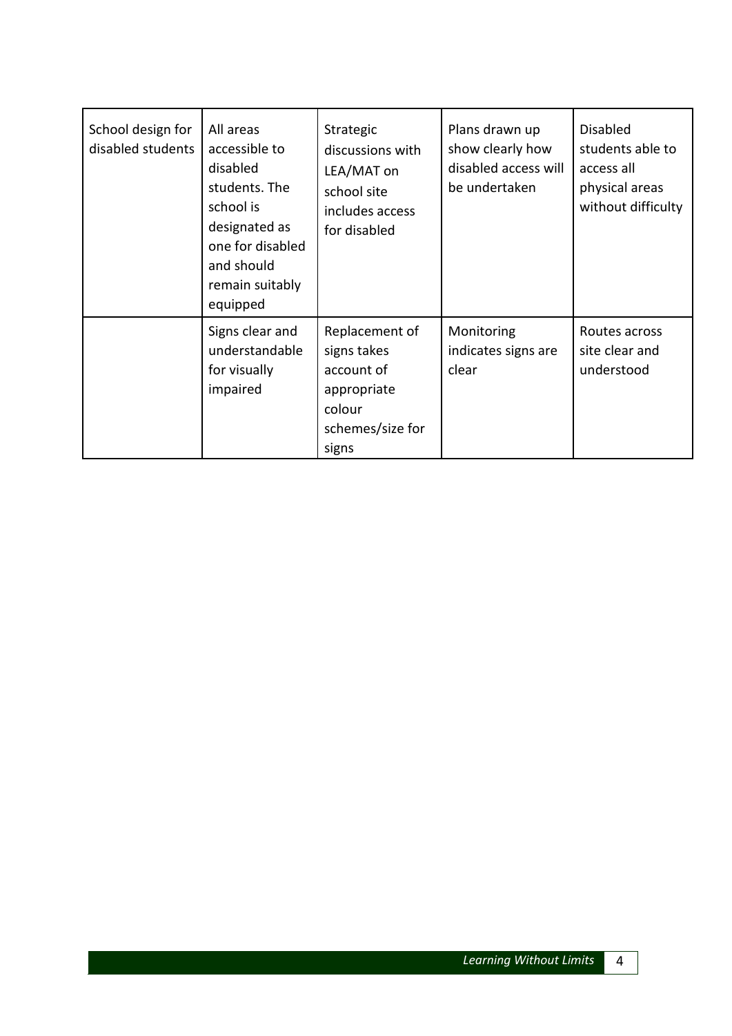| | | | | |
|---|---|---|---|---|
| School design for disabled students | All areas accessible to disabled students. The school is designated as one for disabled and should remain suitably equipped | Strategic discussions with LEA/MAT on school site includes access for disabled | Plans drawn up show clearly how disabled access will be undertaken | Disabled students able to access all physical areas without difficulty |
| | Signs clear and understandable for visually impaired | Replacement of signs takes account of appropriate colour schemes/size for signs | Monitoring indicates signs are clear | Routes across site clear and understood |